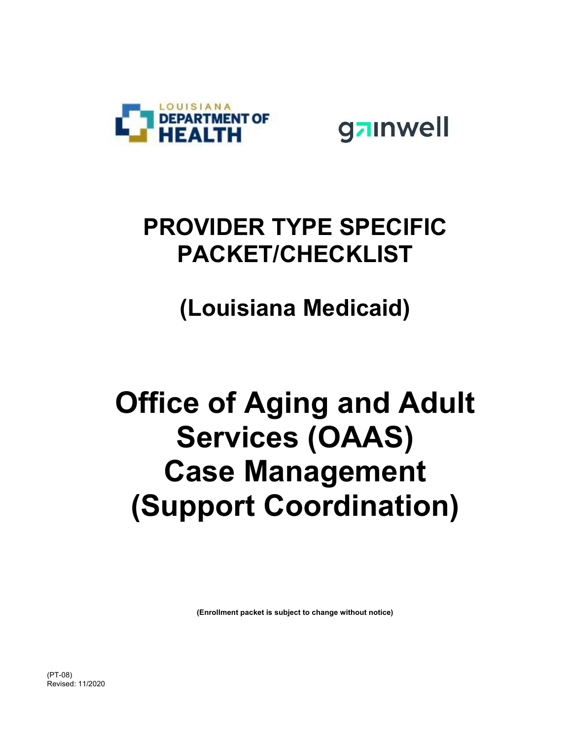LOUISIANA DEPARTMENT OF HEALTH

gainwell

# PROVIDER TYPE SPECIFIC PACKET/CHECKLIST

## (Louisiana Medicaid)

# Office of Aging and Adult Services (OAAS) Case Management (Support Coordination)

**(Enrollment packet is subject to change without notice)**

(PT-08)
Revised: 11/2020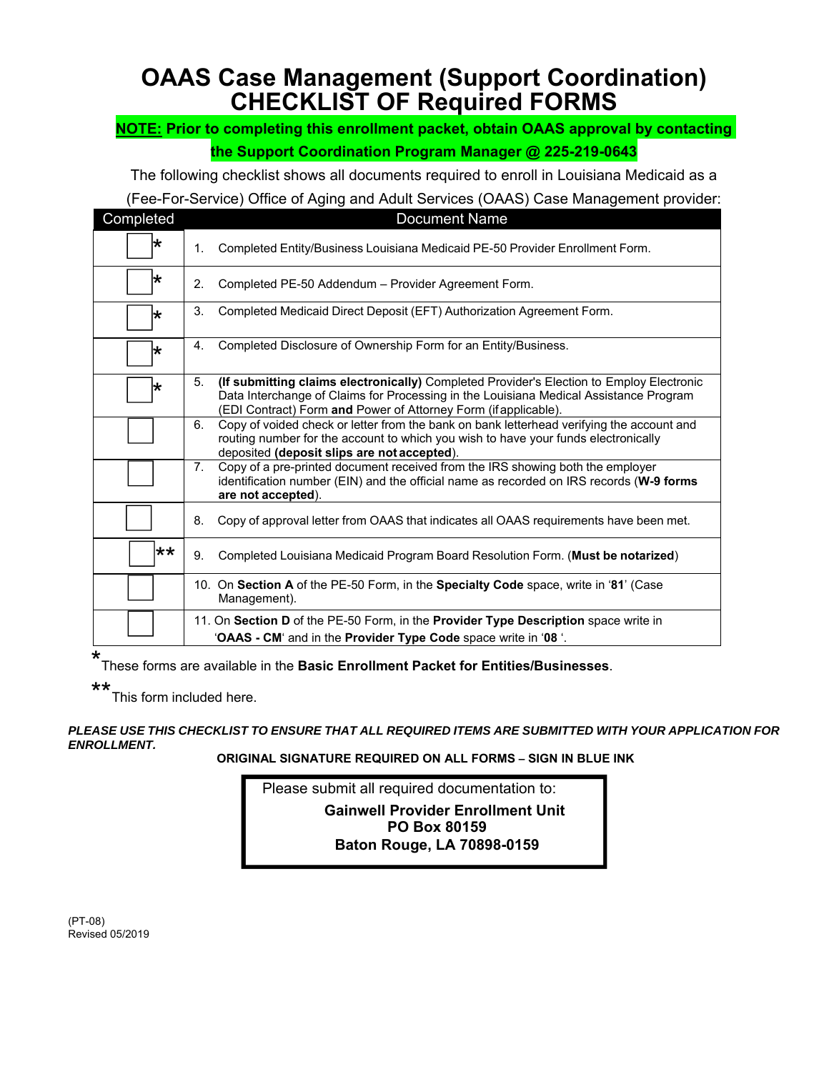# OAAS Case Management (Support Coordination) CHECKLIST OF Required FORMS

**NOTE: Prior to completing this enrollment packet, obtain OAAS approval by contacting the Support Coordination Program Manager @ 225-219-0643**

The following checklist shows all documents required to enroll in Louisiana Medicaid as a (Fee-For-Service) Office of Aging and Adult Services (OAAS) Case Management provider:

| Completed | Document Name |
|---|---|
| ☐ * | 1. Completed Entity/Business Louisiana Medicaid PE-50 Provider Enrollment Form. |
| ☐ * | 2. Completed PE-50 Addendum – Provider Agreement Form. |
| ☐ * | 3. Completed Medicaid Direct Deposit (EFT) Authorization Agreement Form. |
| ☐ * | 4. Completed Disclosure of Ownership Form for an Entity/Business. |
| ☐ * | 5. **(If submitting claims electronically)** Completed Provider's Election to Employ Electronic Data Interchange of Claims for Processing in the Louisiana Medical Assistance Program (EDI Contract) Form **and** Power of Attorney Form (if applicable). |
| ☐ | 6. Copy of voided check or letter from the bank on bank letterhead verifying the account and routing number for the account to which you wish to have your funds electronically deposited **(deposit slips are not accepted)**. |
| ☐ | 7. Copy of a pre-printed document received from the IRS showing both the employer identification number (EIN) and the official name as recorded on IRS records (**W-9 forms are not accepted**). |
| ☐ | 8. Copy of approval letter from OAAS that indicates all OAAS requirements have been met. |
| ☐ ** | 9. Completed Louisiana Medicaid Program Board Resolution Form. (**Must be notarized**) |
| ☐ | 10. On **Section A** of the PE-50 Form, in the **Specialty Code** space, write in '**81**' (Case Management). |
| ☐ | 11. On **Section D** of the PE-50 Form, in the **Provider Type Description** space write in '**OAAS - CM**' and in the **Provider Type Code** space write in '**08** '. |

\* These forms are available in the **Basic Enrollment Packet for Entities/Businesses**.

\*\* This form included here.

***PLEASE USE THIS CHECKLIST TO ENSURE THAT ALL REQUIRED ITEMS ARE SUBMITTED WITH YOUR APPLICATION FOR ENROLLMENT.***

**ORIGINAL SIGNATURE REQUIRED ON ALL FORMS – SIGN IN BLUE INK**

Please submit all required documentation to:

**Gainwell Provider Enrollment Unit**
**PO Box 80159**
**Baton Rouge, LA 70898-0159**

(PT-08)
Revised 05/2019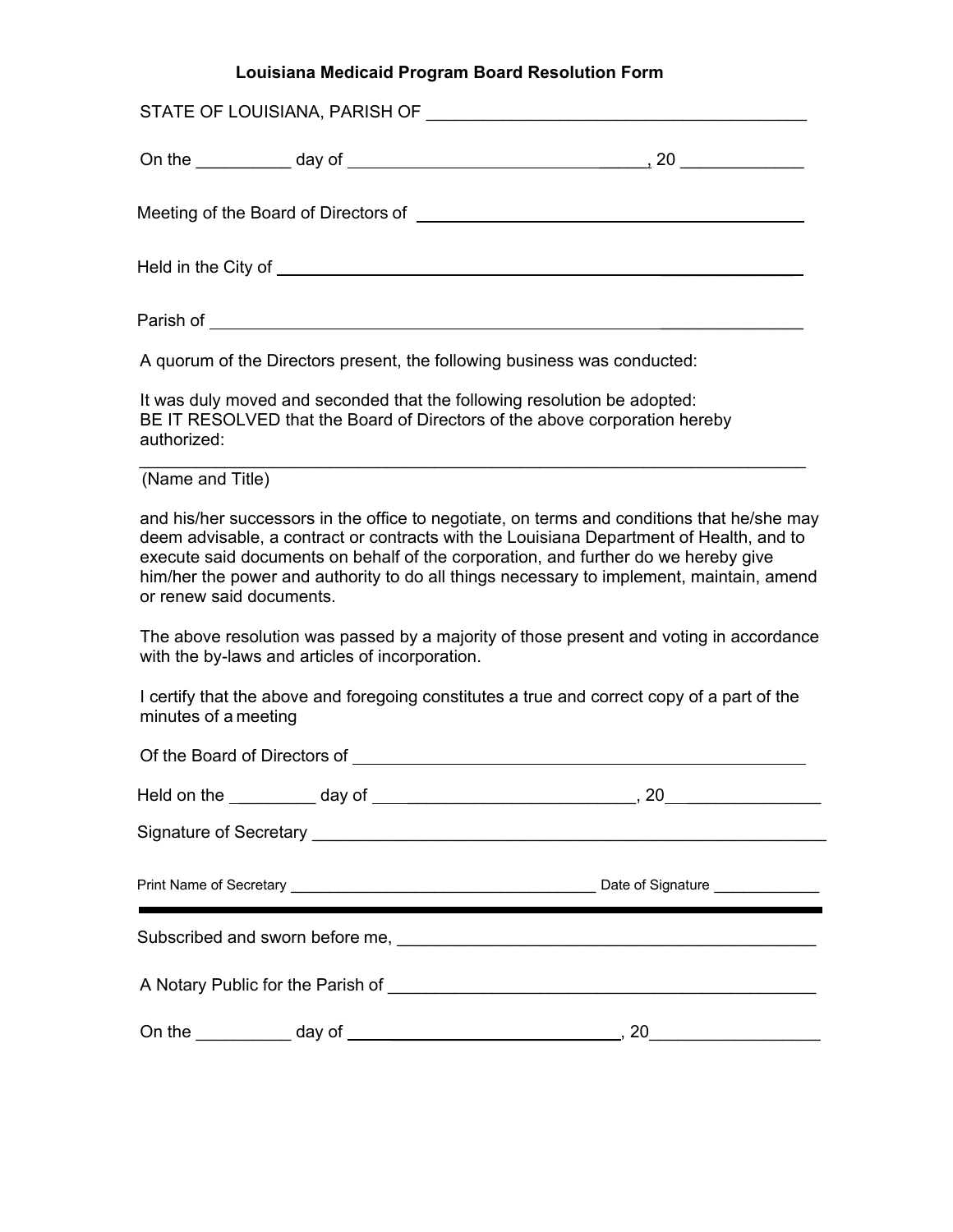# Louisiana Medicaid Program Board Resolution Form

STATE OF LOUISIANA, PARISH OF ________________________________________

On the __________ day of ______________________________, 20 _____________

Meeting of the Board of Directors of ________________________________________

Held in the City of ________________________________________________

Parish of ________________________________________________________

A quorum of the Directors present, the following business was conducted:

It was duly moved and seconded that the following resolution be adopted:
BE IT RESOLVED that the Board of Directors of the above corporation hereby authorized:

____________________________________________________________________
(Name and Title)

and his/her successors in the office to negotiate, on terms and conditions that he/she may deem advisable, a contract or contracts with the Louisiana Department of Health, and to execute said documents on behalf of the corporation, and further do we hereby give him/her the power and authority to do all things necessary to implement, maintain, amend or renew said documents.

The above resolution was passed by a majority of those present and voting in accordance with the by-laws and articles of incorporation.

I certify that the above and foregoing constitutes a true and correct copy of a part of the minutes of a meeting

Of the Board of Directors of ____________________________________________

Held on the _________ day of _________________________, 20_______________

Signature of Secretary ________________________________________________________

Print Name of Secretary ____________________________________ Date of Signature _____________

---

Subscribed and sworn before me, ______________________________________________

A Notary Public for the Parish of ______________________________________________

On the __________ day of ______________________________, 20_________________